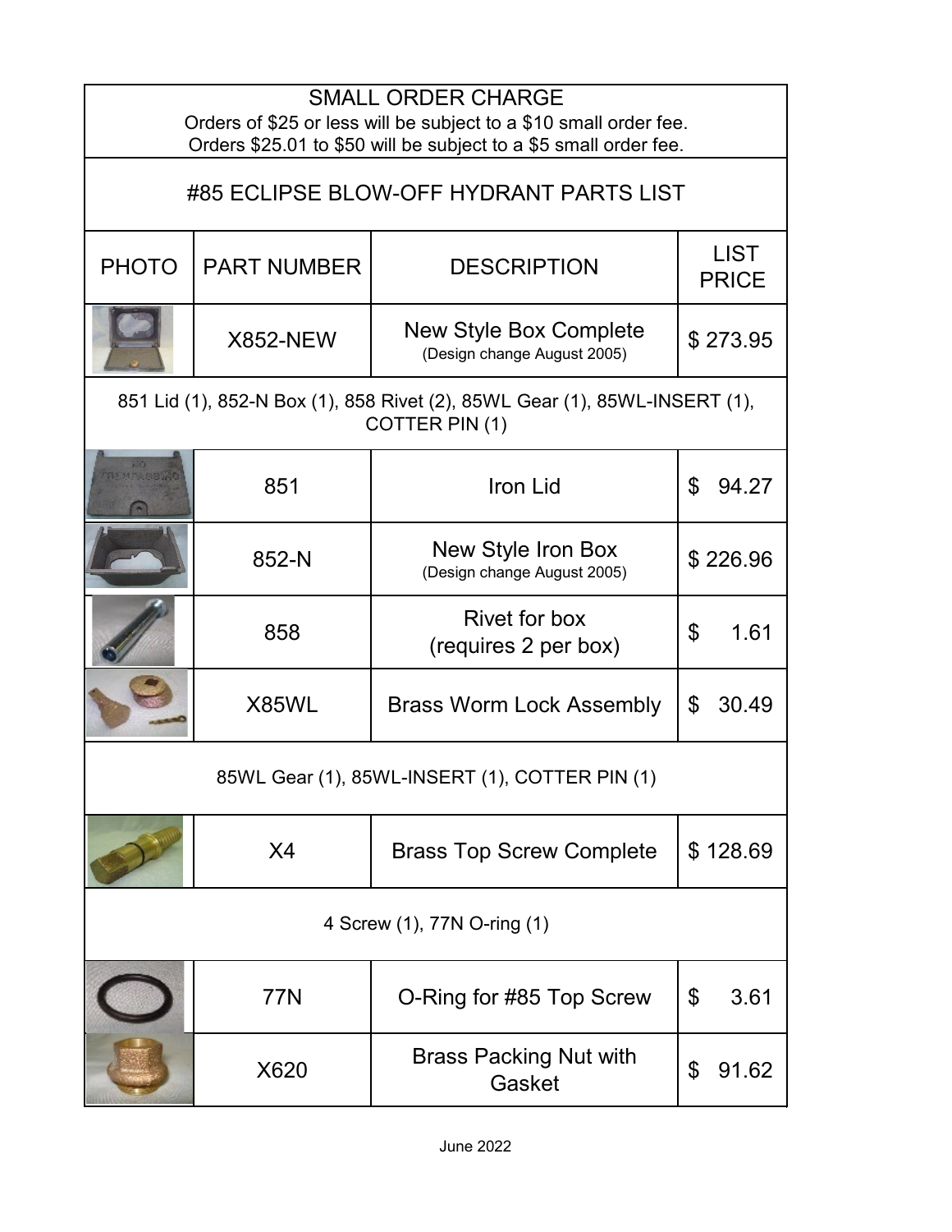## SMALL ORDER CHARGE

Orders of $25 or less will be subject to a $10 small order fee.
Orders $25.01 to $50 will be subject to a $5 small order fee.

## #85 ECLIPSE BLOW-OFF HYDRANT PARTS LIST

| PHOTO | PART NUMBER | DESCRIPTION | LIST PRICE |
|---|---|---|---|
| | X852-NEW | New Style Box Complete (Design change August 2005) | $ 273.95 |
| 851 Lid (1), 852-N Box (1), 858 Rivet (2), 85WL Gear (1), 85WL-INSERT (1), COTTER PIN (1) | | | |
| | 851 | Iron Lid | $ 94.27 |
| | 852-N | New Style Iron Box (Design change August 2005) | $ 226.96 |
| | 858 | Rivet for box (requires 2 per box) | $ 1.61 |
| | X85WL | Brass Worm Lock Assembly | $ 30.49 |
| 85WL Gear (1), 85WL-INSERT (1), COTTER PIN (1) | | | |
| | X4 | Brass Top Screw Complete | $ 128.69 |
| 4 Screw (1), 77N O-ring (1) | | | |
| | 77N | O-Ring for #85 Top Screw | $ 3.61 |
| | X620 | Brass Packing Nut with Gasket | $ 91.62 |

June 2022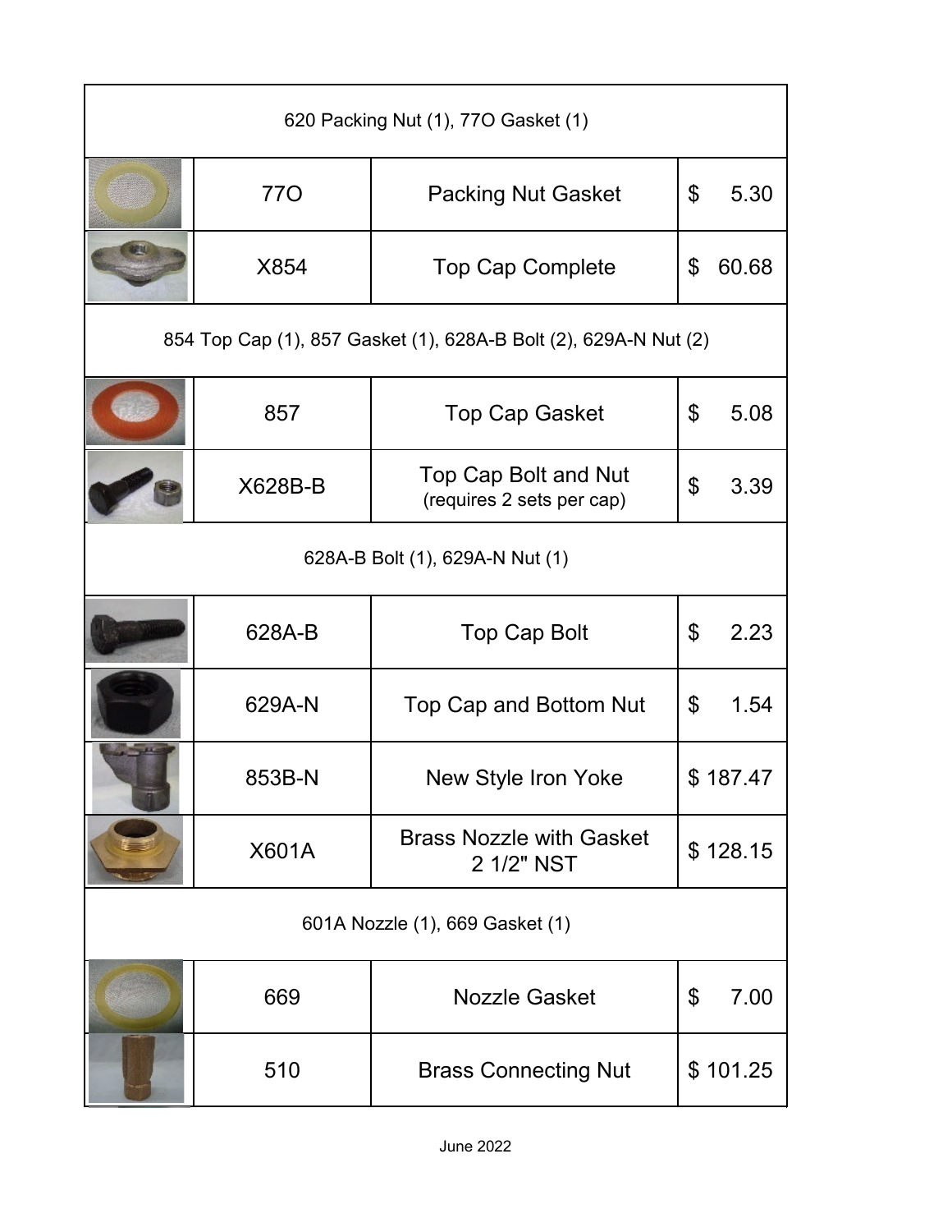| | | | |
|---|---|---|---|
| 620 Packing Nut (1), 77O Gasket (1) | | | |
| | 77O | Packing Nut Gasket | $ 5.30 |
| | X854 | Top Cap Complete | $ 60.68 |
| 854 Top Cap (1), 857 Gasket (1), 628A-B Bolt (2), 629A-N Nut (2) | | | |
| | 857 | Top Cap Gasket | $ 5.08 |
| | X628B-B | Top Cap Bolt and Nut (requires 2 sets per cap) | $ 3.39 |
| 628A-B Bolt (1), 629A-N Nut (1) | | | |
| | 628A-B | Top Cap Bolt | $ 2.23 |
| | 629A-N | Top Cap and Bottom Nut | $ 1.54 |
| | 853B-N | New Style Iron Yoke | $ 187.47 |
| | X601A | Brass Nozzle with Gasket 2 1/2" NST | $ 128.15 |
| 601A Nozzle (1), 669 Gasket (1) | | | |
| | 669 | Nozzle Gasket | $ 7.00 |
| | 510 | Brass Connecting Nut | $ 101.25 |

June 2022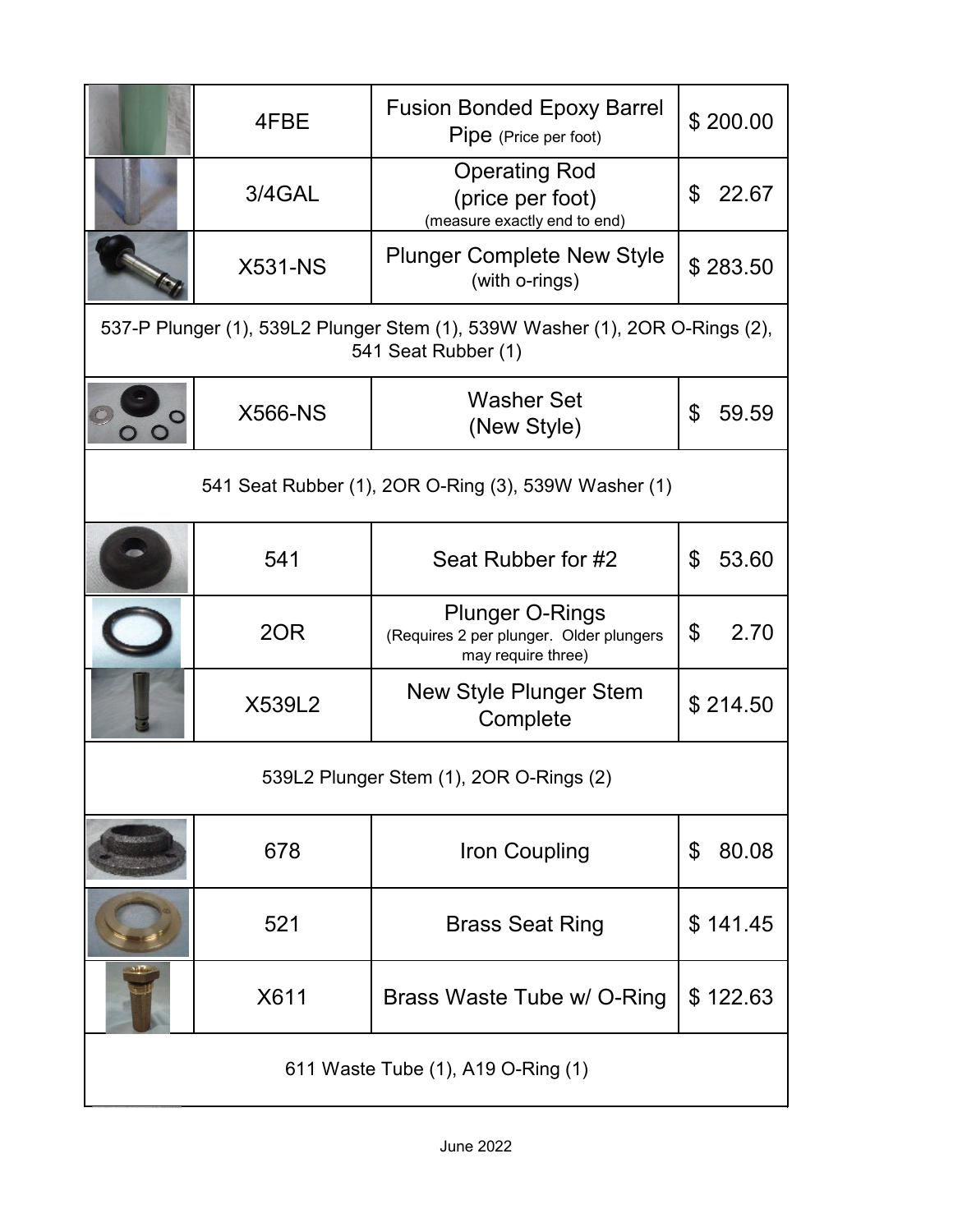| | Part # | Description | Price |
|---|---|---|---|
| | 4FBE | Fusion Bonded Epoxy Barrel Pipe (Price per foot) | $ 200.00 |
| | 3/4GAL | Operating Rod (price per foot) (measure exactly end to end) | $ 22.67 |
| | X531-NS | Plunger Complete New Style (with o-rings) | $ 283.50 |
| 537-P Plunger (1), 539L2 Plunger Stem (1), 539W Washer (1), 2OR O-Rings (2), 541 Seat Rubber (1) | | | |
| | X566-NS | Washer Set (New Style) | $ 59.59 |
| 541 Seat Rubber (1), 2OR O-Ring (3), 539W Washer (1) | | | |
| | 541 | Seat Rubber for #2 | $ 53.60 |
| | 2OR | Plunger O-Rings (Requires 2 per plunger. Older plungers may require three) | $ 2.70 |
| | X539L2 | New Style Plunger Stem Complete | $ 214.50 |
| 539L2 Plunger Stem (1), 2OR O-Rings (2) | | | |
| | 678 | Iron Coupling | $ 80.08 |
| | 521 | Brass Seat Ring | $ 141.45 |
| | X611 | Brass Waste Tube w/ O-Ring | $ 122.63 |
| 611 Waste Tube (1), A19 O-Ring (1) | | | |

June 2022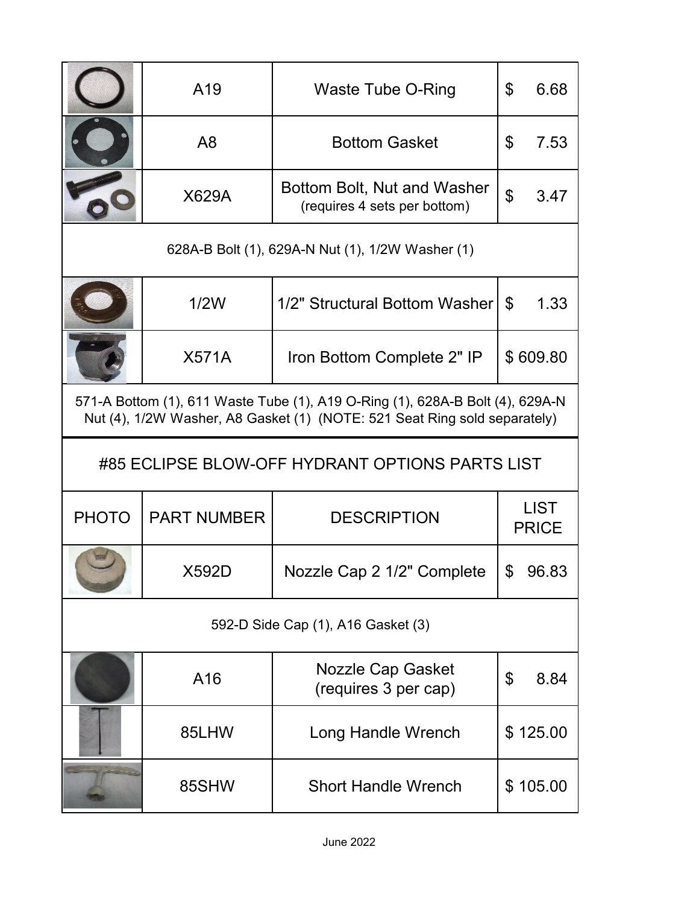| PHOTO | PART NUMBER | DESCRIPTION | LIST PRICE |
|---|---|---|---|
| | A19 | Waste Tube O-Ring | $ 6.68 |
| | A8 | Bottom Gasket | $ 7.53 |
| | X629A | Bottom Bolt, Nut and Washer (requires 4 sets per bottom) | $ 3.47 |
| 628A-B Bolt (1), 629A-N Nut (1), 1/2W Washer (1) | | | |
| | 1/2W | 1/2" Structural Bottom Washer | $ 1.33 |
| | X571A | Iron Bottom Complete 2" IP | $ 609.80 |
| 571-A Bottom (1), 611 Waste Tube (1), A19 O-Ring (1), 628A-B Bolt (4), 629A-N Nut (4), 1/2W Washer, A8 Gasket (1) (NOTE: 521 Seat Ring sold separately) | | | |

## #85 ECLIPSE BLOW-OFF HYDRANT OPTIONS PARTS LIST

| PHOTO | PART NUMBER | DESCRIPTION | LIST PRICE |
|---|---|---|---|
| | X592D | Nozzle Cap 2 1/2" Complete | $ 96.83 |
| 592-D Side Cap (1), A16 Gasket (3) | | | |
| | A16 | Nozzle Cap Gasket (requires 3 per cap) | $ 8.84 |
| | 85LHW | Long Handle Wrench | $ 125.00 |
| | 85SHW | Short Handle Wrench | $ 105.00 |

June 2022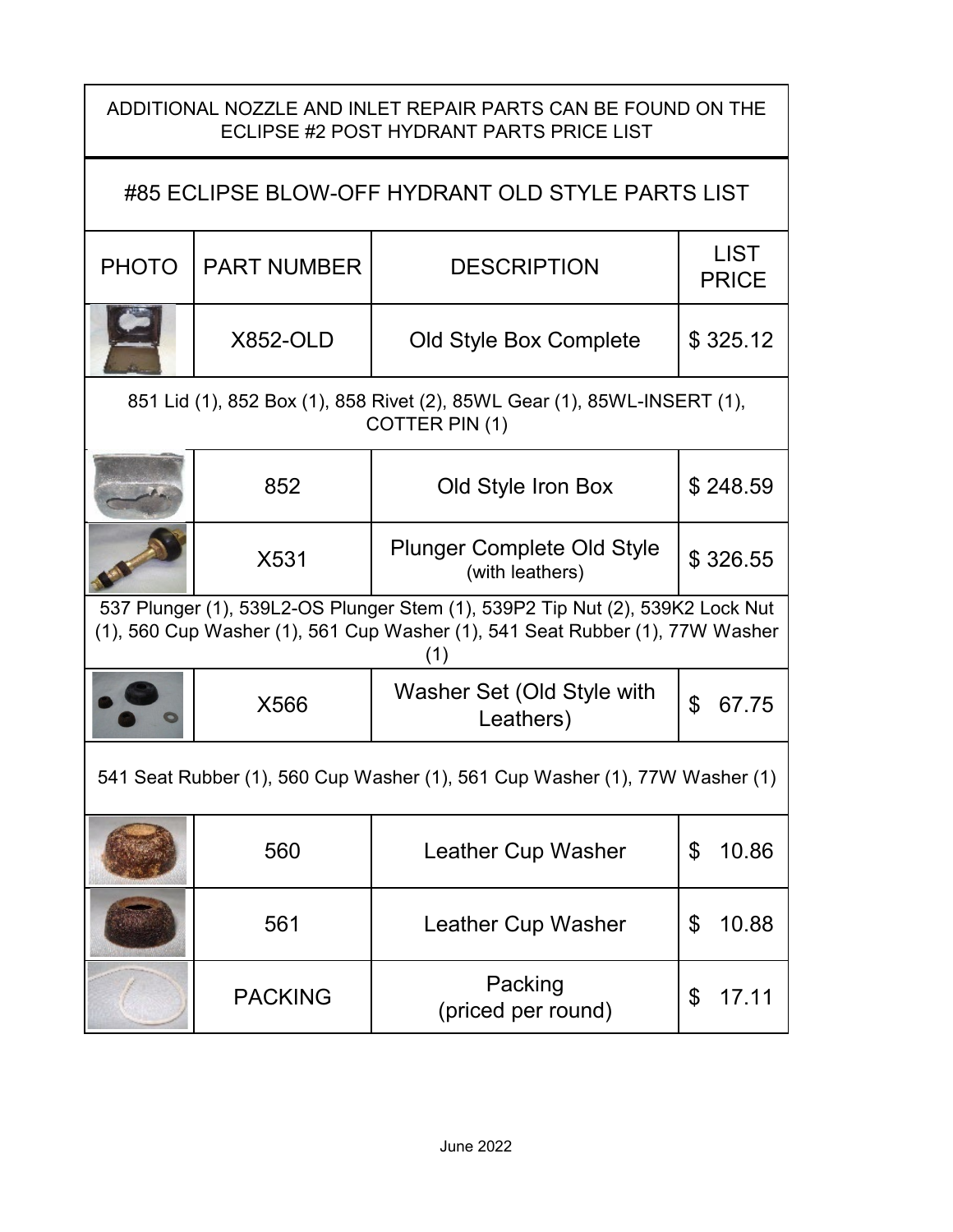ADDITIONAL NOZZLE AND INLET REPAIR PARTS CAN BE FOUND ON THE ECLIPSE #2 POST HYDRANT PARTS PRICE LIST

## #85 ECLIPSE BLOW-OFF HYDRANT OLD STYLE PARTS LIST

| PHOTO | PART NUMBER | DESCRIPTION | LIST PRICE |
|---|---|---|---|
| | X852-OLD | Old Style Box Complete | $ 325.12 |
| 851 Lid (1), 852 Box (1), 858 Rivet (2), 85WL Gear (1), 85WL-INSERT (1), COTTER PIN (1) | | | |
| | 852 | Old Style Iron Box | $ 248.59 |
| | X531 | Plunger Complete Old Style (with leathers) | $ 326.55 |
| 537 Plunger (1), 539L2-OS Plunger Stem (1), 539P2 Tip Nut (2), 539K2 Lock Nut (1), 560 Cup Washer (1), 561 Cup Washer (1), 541 Seat Rubber (1), 77W Washer (1) | | | |
| | X566 | Washer Set (Old Style with Leathers) | $ 67.75 |
| 541 Seat Rubber (1), 560 Cup Washer (1), 561 Cup Washer (1), 77W Washer (1) | | | |
| | 560 | Leather Cup Washer | $ 10.86 |
| | 561 | Leather Cup Washer | $ 10.88 |
| | PACKING | Packing (priced per round) | $ 17.11 |

June 2022